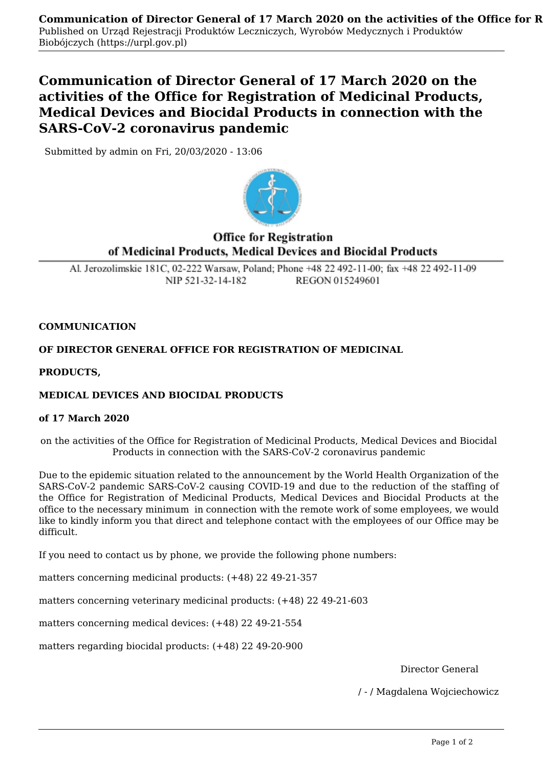Published on Urząd Rejestracji Produktów Leczniczych, Wyrobów Medycznych i Produktów Biobójczych (https://urpl.gov.pl)

# Communication of Director General of 17 March 2020 on the activities of the Office for Registration of Medicinal Products, Medical Devices and Biocidal Products in connection with the SARS-CoV-2 coronavirus pandemic

Submitted by admin on Fri, 20/03/2020 - 13:06

**Office for Registration of Medicinal Products, Medical Devices and Biocidal Products**

Al. Jerozolimskie 181C, 02-222 Warsaw, Poland; Phone +48 22 492-11-00; fax +48 22 492-11-09
NIP 521-32-14-182 REGON 015249601

**COMMUNICATION**

**OF DIRECTOR GENERAL OFFICE FOR REGISTRATION OF MEDICINAL**

**PRODUCTS,**

**MEDICAL DEVICES AND BIOCIDAL PRODUCTS**

**of 17 March 2020**

on the activities of the Office for Registration of Medicinal Products, Medical Devices and Biocidal Products in connection with the SARS-CoV-2 coronavirus pandemic

Due to the epidemic situation related to the announcement by the World Health Organization of the SARS-CoV-2 pandemic SARS-CoV-2 causing COVID-19 and due to the reduction of the staffing of the Office for Registration of Medicinal Products, Medical Devices and Biocidal Products at the office to the necessary minimum in connection with the remote work of some employees, we would like to kindly inform you that direct and telephone contact with the employees of our Office may be difficult.

If you need to contact us by phone, we provide the following phone numbers:

matters concerning medicinal products: (+48) 22 49-21-357

matters concerning veterinary medicinal products: (+48) 22 49-21-603

matters concerning medical devices: (+48) 22 49-21-554

matters regarding biocidal products: (+48) 22 49-20-900

Director General

/ - / Magdalena Wojciechowicz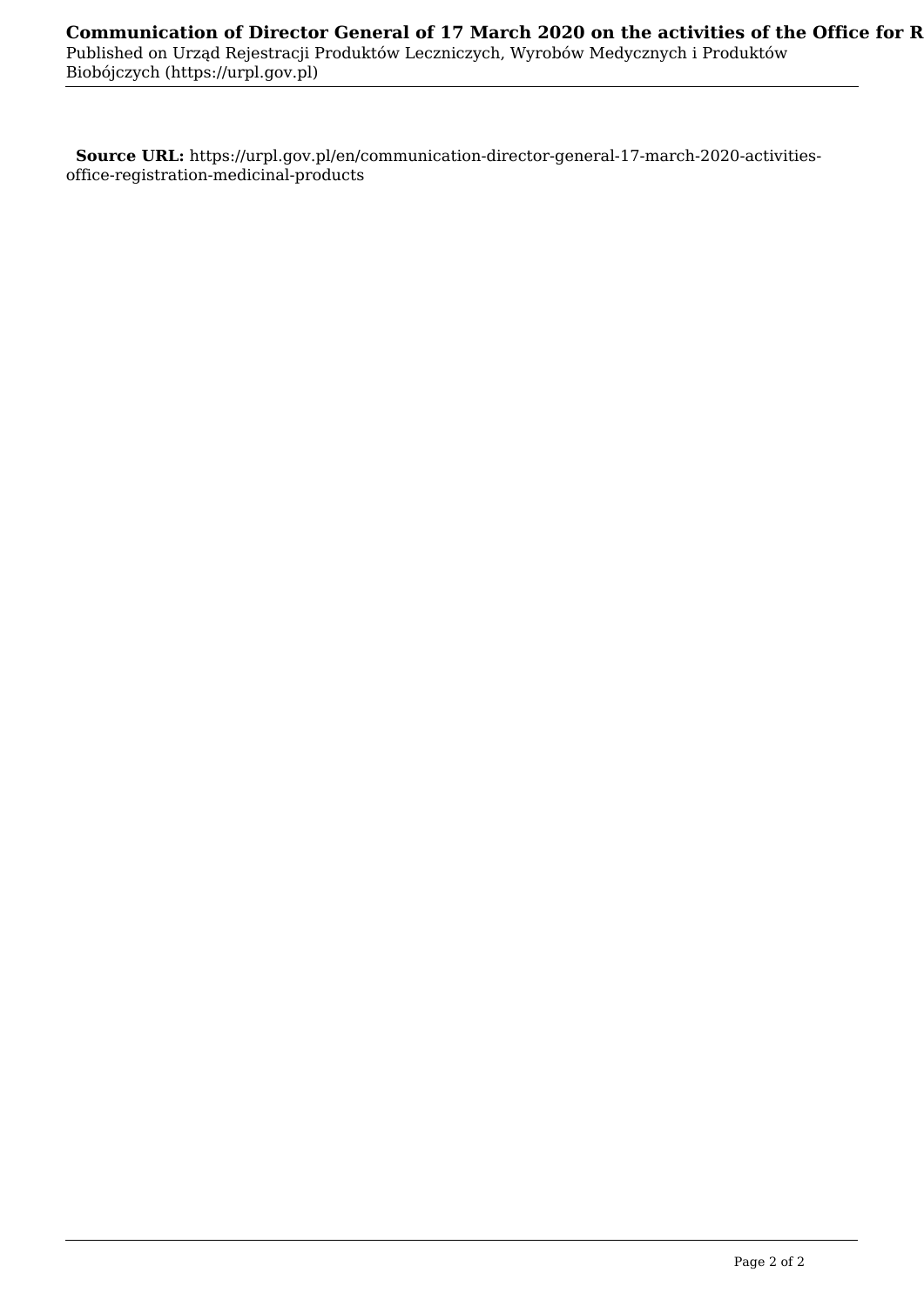**Source URL:** https://urpl.gov.pl/en/communication-director-general-17-march-2020-activities-office-registration-medicinal-products